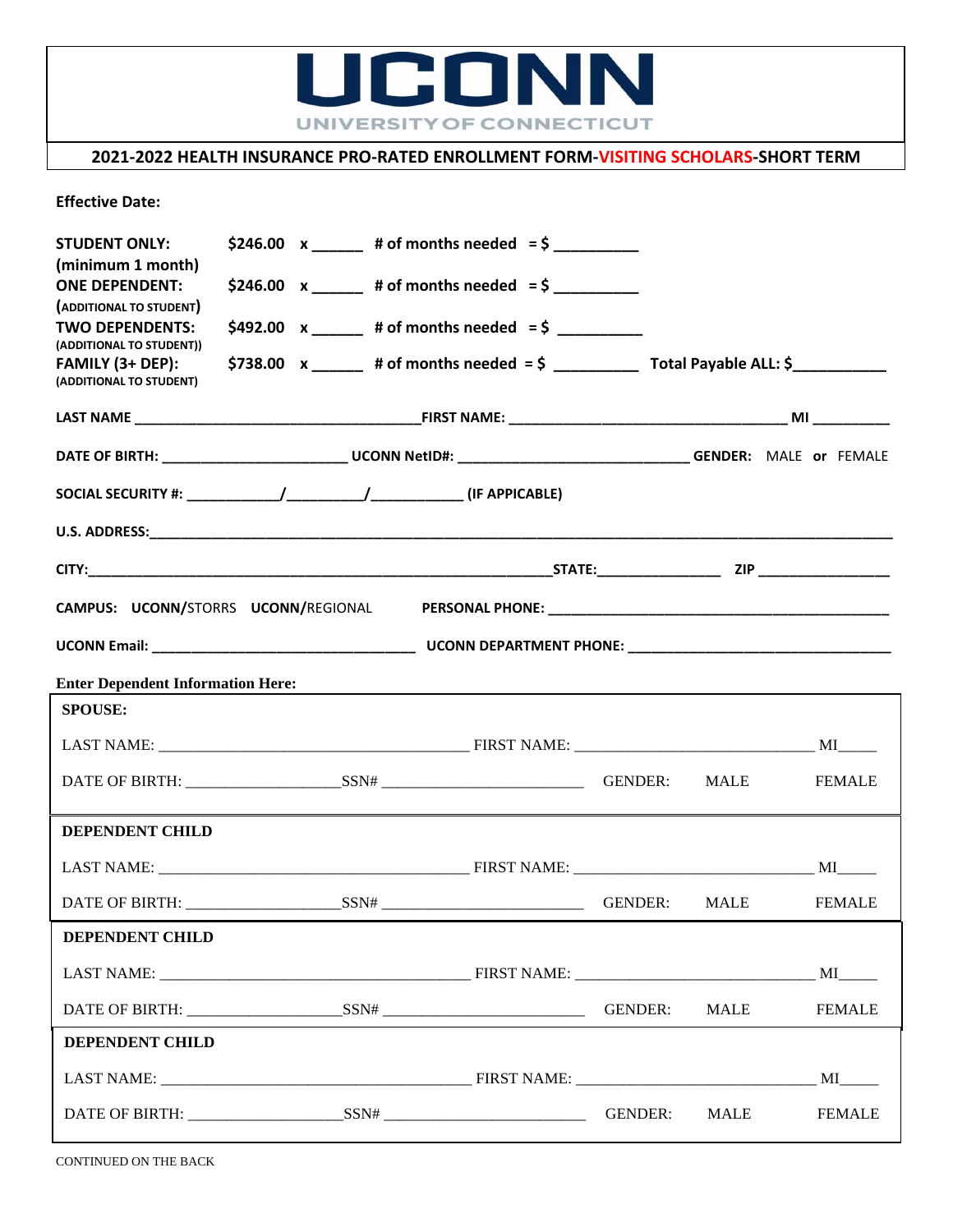# UCONN

UNIVERSITY OF CONNECTICUT

## 2021-2022 HEALTH INSURANCE PRO-RATED ENROLLMENT FORM-VISITING SCHOLARS-SHORT TERM

**Effective Date:**

**STUDENT ONLY:** (minimum 1 month) **$246.00 x ______ # of months needed = $ __________**

**ONE DEPENDENT:** (ADDITIONAL TO STUDENT) **$246.00 x ______ # of months needed = $ __________**

**TWO DEPENDENTS:** (ADDITIONAL TO STUDENT)) **$492.00 x ______ # of months needed = $ __________**

**FAMILY (3+ DEP):** (ADDITIONAL TO STUDENT) **$738.00 x ______ # of months needed = $ __________ Total Payable ALL: $___________**

**LAST NAME** ____________________________________ **FIRST NAME:** ___________________________________ **MI** __________

**DATE OF BIRTH:** _______________________ **UCONN NetID#:** _____________________________ **GENDER:** MALE **or** FEMALE

**SOCIAL SECURITY #:** ____________/__________/____________ **(IF APPICABLE)**

**U.S. ADDRESS:**_____________________________________________________________________________________________

**CITY:**______________________________________________________________**STATE:**________________ **ZIP** _________________

**CAMPUS: UCONN/**STORRS **UCONN/**REGIONAL **PERSONAL PHONE:** _____________________________________________

**UCONN Email:** __________________________________ **UCONN DEPARTMENT PHONE:** __________________________________

**Enter Dependent Information Here:**

**SPOUSE:**

LAST NAME: _______________________________________ FIRST NAME: ______________________________ MI_____

DATE OF BIRTH: ___________________SSN# _________________________ GENDER: MALE FEMALE

**DEPENDENT CHILD**

LAST NAME: _______________________________________ FIRST NAME: ______________________________ MI_____

DATE OF BIRTH: ___________________SSN# _________________________ GENDER: MALE FEMALE

**DEPENDENT CHILD**

LAST NAME: _______________________________________ FIRST NAME: ______________________________ MI_____

DATE OF BIRTH: ___________________SSN# _________________________ GENDER: MALE FEMALE

**DEPENDENT CHILD**

LAST NAME: _______________________________________ FIRST NAME: ______________________________ MI_____

DATE OF BIRTH: ___________________SSN# _________________________ GENDER: MALE FEMALE

CONTINUED ON THE BACK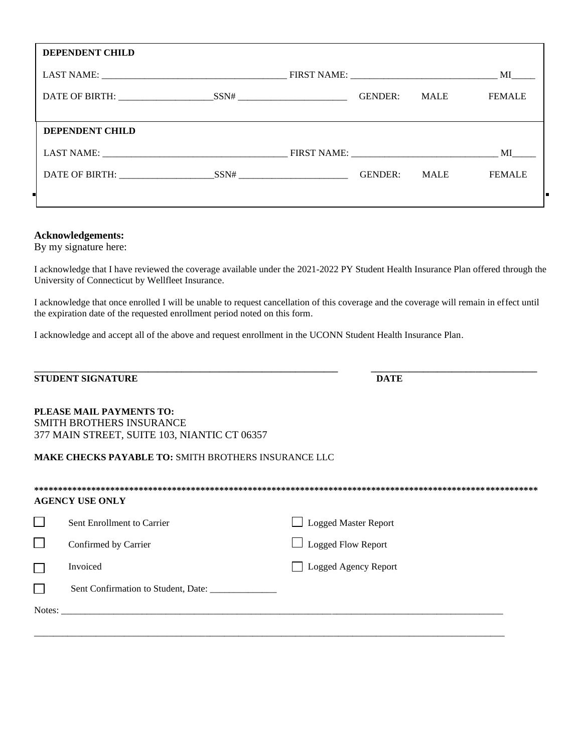**DEPENDENT CHILD**

LAST NAME: ______________________________________ FIRST NAME: ______________________________ MI_____

DATE OF BIRTH: ____________________SSN# ______________________ GENDER: MALE FEMALE

**DEPENDENT CHILD**

LAST NAME: ______________________________________ FIRST NAME: ______________________________ MI_____

DATE OF BIRTH: ____________________SSN# ______________________ GENDER: MALE FEMALE

**Acknowledgements:**
By my signature here:

I acknowledge that I have reviewed the coverage available under the 2021-2022 PY Student Health Insurance Plan offered through the University of Connecticut by Wellfleet Insurance.

I acknowledge that once enrolled I will be unable to request cancellation of this coverage and the coverage will remain in effect until the expiration date of the requested enrollment period noted on this form.

I acknowledge and accept all of the above and request enrollment in the UCONN Student Health Insurance Plan.

_________________________________________________________________ __________________________________

**STUDENT SIGNATURE** **DATE**

**PLEASE MAIL PAYMENTS TO:**
SMITH BROTHERS INSURANCE
377 MAIN STREET, SUITE 103, NIANTIC CT 06357

**MAKE CHECKS PAYABLE TO:** SMITH BROTHERS INSURANCE LLC

**************************************************************************************************************

**AGENCY USE ONLY**

☐ Sent Enrollment to Carrier ☐ Logged Master Report

☐ Confirmed by Carrier ☐ Logged Flow Report

☐ Invoiced ☐ Logged Agency Report

☐ Sent Confirmation to Student, Date: ______________

Notes: ____________________________________________________________________________________________

______________________________________________________________________________________________________